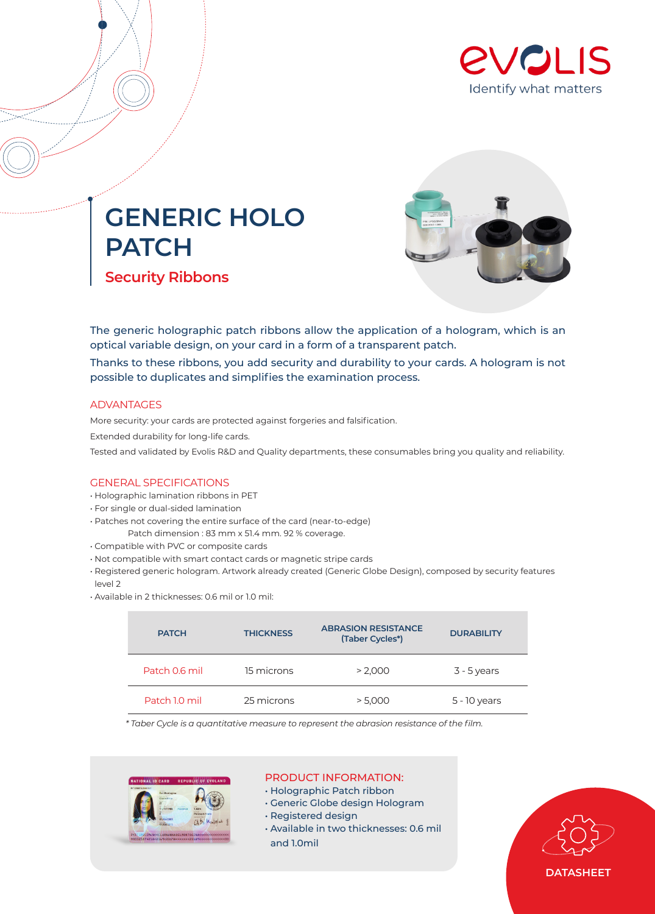# GENERIC HOLO PATCH

## Security Ribbons

The generic holographic patch ribbons allow the application of a hologram, which is an optical variable design, on your card in a form of a transparent patch.

Thanks to these ribbons, you add security and durability to your cards. A hologram is not possible to duplicates and simplifies the examination process.

### ADVANTAGES

More security: your cards are protected against forgeries and falsification.

Extended durability for long-life cards.

Tested and validated by Evolis R&D and Quality departments, these consumables bring you quality and reliability.

### GENERAL SPECIFICATIONS

- Holographic lamination ribbons in PET
- For single or dual-sided lamination
- Patches not covering the entire surface of the card (near-to-edge)
  Patch dimension : 83 mm x 51.4 mm. 92 % coverage.
- Compatible with PVC or composite cards
- Not compatible with smart contact cards or magnetic stripe cards
- Registered generic hologram. Artwork already created (Generic Globe Design), composed by security features level 2
- Available in 2 thicknesses: 0.6 mil or 1.0 mil:

| PATCH | THICKNESS | ABRASION RESISTANCE (Taber Cycles*) | DURABILITY |
|---|---|---|---|
| Patch 0.6 mil | 15 microns | > 2,000 | 3 - 5 years |
| Patch 1.0 mil | 25 microns | > 5,000 | 5 - 10 years |

*\* Taber Cycle is a quantitative measure to represent the abrasion resistance of the film.*

### PRODUCT INFORMATION:

- Holographic Patch ribbon
- Generic Globe design Hologram
- Registered design
- Available in two thicknesses: 0.6 mil and 1.0mil

DATASHEET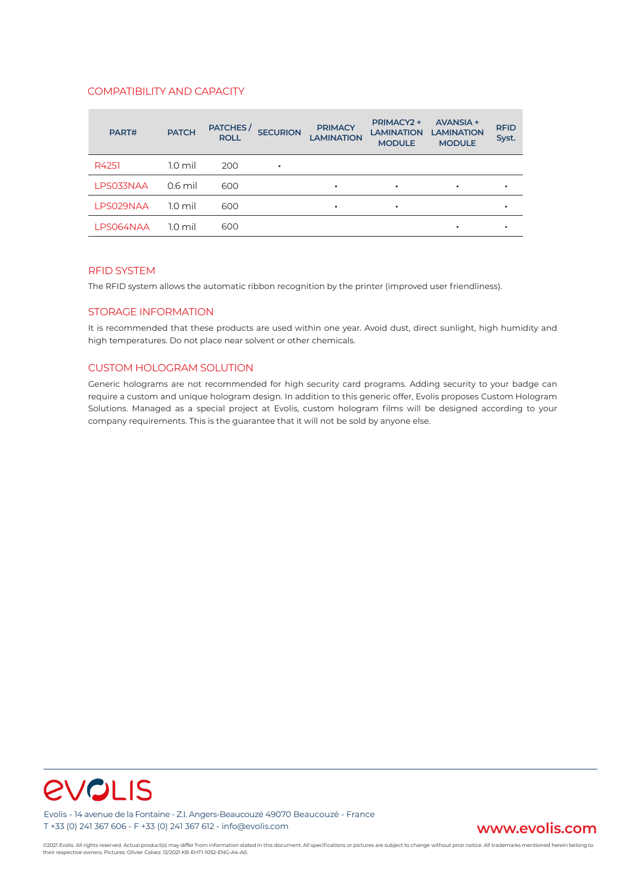## COMPATIBILITY AND CAPACITY

| PART# | PATCH | PATCHES / ROLL | SECURION | PRIMACY LAMINATION | PRIMACY2 + LAMINATION MODULE | AVANSIA + LAMINATION MODULE | RFID Syst. |
|---|---|---|---|---|---|---|---|
| R4251 | 1.0 mil | 200 | • | | | | |
| LPS033NAA | 0.6 mil | 600 | | • | • | • | • |
| LPS029NAA | 1.0 mil | 600 | | • | • | | • |
| LPS064NAA | 1.0 mil | 600 | | | | • | • |

## RFID SYSTEM

The RFID system allows the automatic ribbon recognition by the printer (improved user friendliness).

## STORAGE INFORMATION

It is recommended that these products are used within one year. Avoid dust, direct sunlight, high humidity and high temperatures. Do not place near solvent or other chemicals.

## CUSTOM HOLOGRAM SOLUTION

Generic holograms are not recommended for high security card programs. Adding security to your badge can require a custom and unique hologram design. In addition to this generic offer, Evolis proposes Custom Hologram Solutions. Managed as a special project at Evolis, custom hologram films will be designed according to your company requirements. This is the guarantee that it will not be sold by anyone else.

EVOLIS

Evolis - 14 avenue de la Fontaine - Z.I. Angers-Beaucouzé 49070 Beaucouzé - France
T +33 (0) 241 367 606 - F +33 (0) 241 367 612 - info@evolis.com

www.evolis.com

©2021 Evolis. All rights reserved. Actual product(s) may differ from information stated in this document. All specifications or pictures are subject to change without prior notice. All trademarks mentioned herein belong to their respective owners. Pictures: Olivier Calvez. 12/2021 KB-EHT1-1052-ENG-A4-A0.